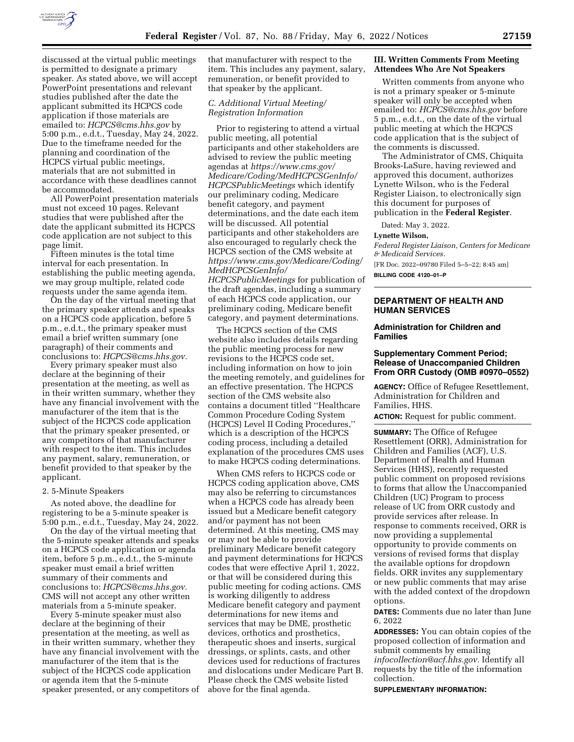discussed at the virtual public meetings is permitted to designate a primary speaker. As stated above, we will accept PowerPoint presentations and relevant studies published after the date the applicant submitted its HCPCS code application if those materials are emailed to: *HCPCS@cms.hhs.gov* by 5:00 p.m., e.d.t., Tuesday, May 24, 2022. Due to the timeframe needed for the planning and coordination of the HCPCS virtual public meetings, materials that are not submitted in accordance with these deadlines cannot be accommodated.

All PowerPoint presentation materials must not exceed 10 pages. Relevant studies that were published after the date the applicant submitted its HCPCS code application are not subject to this page limit.

Fifteen minutes is the total time interval for each presentation. In establishing the public meeting agenda, we may group multiple, related code requests under the same agenda item.

On the day of the virtual meeting that the primary speaker attends and speaks on a HCPCS code application, before 5 p.m., e.d.t., the primary speaker must email a brief written summary (one paragraph) of their comments and conclusions to: *HCPCS@cms.hhs.gov.*

Every primary speaker must also declare at the beginning of their presentation at the meeting, as well as in their written summary, whether they have any financial involvement with the manufacturer of the item that is the subject of the HCPCS code application that the primary speaker presented, or any competitors of that manufacturer with respect to the item. This includes any payment, salary, remuneration, or benefit provided to that speaker by the applicant.

2. 5-Minute Speakers

As noted above, the deadline for registering to be a 5-minute speaker is 5:00 p.m., e.d.t., Tuesday, May 24, 2022.

On the day of the virtual meeting that the 5-minute speaker attends and speaks on a HCPCS code application or agenda item, before 5 p.m., e.d.t., the 5-minute speaker must email a brief written summary of their comments and conclusions to: *HCPCS@cms.hhs.gov.* CMS will not accept any other written materials from a 5-minute speaker.

Every 5-minute speaker must also declare at the beginning of their presentation at the meeting, as well as in their written summary, whether they have any financial involvement with the manufacturer of the item that is the subject of the HCPCS code application or agenda item that the 5-minute speaker presented, or any competitors of that manufacturer with respect to the item. This includes any payment, salary, remuneration, or benefit provided to that speaker by the applicant.

*C. Additional Virtual Meeting/ Registration Information*

Prior to registering to attend a virtual public meeting, all potential participants and other stakeholders are advised to review the public meeting agendas at *https://www.cms.gov/Medicare/Coding/MedHCPCSGenInfo/HCPCSPublicMeetings* which identify our preliminary coding, Medicare benefit category, and payment determinations, and the date each item will be discussed. All potential participants and other stakeholders are also encouraged to regularly check the HCPCS section of the CMS website at *https://www.cms.gov/Medicare/Coding/MedHCPCSGenInfo/HCPCSPublicMeetings* for publication of the draft agendas, including a summary of each HCPCS code application, our preliminary coding, Medicare benefit category, and payment determinations.

The HCPCS section of the CMS website also includes details regarding the public meeting process for new revisions to the HCPCS code set, including information on how to join the meeting remotely, and guidelines for an effective presentation. The HCPCS section of the CMS website also contains a document titled ''Healthcare Common Procedure Coding System (HCPCS) Level II Coding Procedures,'' which is a description of the HCPCS coding process, including a detailed explanation of the procedures CMS uses to make HCPCS coding determinations.

When CMS refers to HCPCS code or HCPCS coding application above, CMS may also be referring to circumstances when a HCPCS code has already been issued but a Medicare benefit category and/or payment has not been determined. At this meeting, CMS may or may not be able to provide preliminary Medicare benefit category and payment determinations for HCPCS codes that were effective April 1, 2022, or that will be considered during this public meeting for coding actions. CMS is working diligently to address Medicare benefit category and payment determinations for new items and services that may be DME, prosthetic devices, orthotics and prosthetics, therapeutic shoes and inserts, surgical dressings, or splints, casts, and other devices used for reductions of fractures and dislocations under Medicare Part B. Please check the CMS website listed above for the final agenda.

## III. Written Comments From Meeting Attendees Who Are Not Speakers

Written comments from anyone who is not a primary speaker or 5-minute speaker will only be accepted when emailed to: *HCPCS@cms.hhs.gov* before 5 p.m., e.d.t., on the date of the virtual public meeting at which the HCPCS code application that is the subject of the comments is discussed.

The Administrator of CMS, Chiquita Brooks-LaSure, having reviewed and approved this document, authorizes Lynette Wilson, who is the Federal Register Liaison, to electronically sign this document for purposes of publication in the **Federal Register**.

Dated: May 3, 2022.

**Lynette Wilson,**

*Federal Register Liaison, Centers for Medicare & Medicaid Services.*

[FR Doc. 2022–09780 Filed 5–5–22; 8:45 am]

**BILLING CODE 4120–01–P**

# DEPARTMENT OF HEALTH AND HUMAN SERVICES

## Administration for Children and Families

## Supplementary Comment Period; Release of Unaccompanied Children From ORR Custody (OMB #0970–0552)

**AGENCY:** Office of Refugee Resettlement, Administration for Children and Families, HHS.

**ACTION:** Request for public comment.

**SUMMARY:** The Office of Refugee Resettlement (ORR), Administration for Children and Families (ACF), U.S. Department of Health and Human Services (HHS), recently requested public comment on proposed revisions to forms that allow the Unaccompanied Children (UC) Program to process release of UC from ORR custody and provide services after release. In response to comments received, ORR is now providing a supplemental opportunity to provide comments on versions of revised forms that display the available options for dropdown fields. ORR invites any supplementary or new public comments that may arise with the added context of the dropdown options.

**DATES:** Comments due no later than June 6, 2022

**ADDRESSES:** You can obtain copies of the proposed collection of information and submit comments by emailing *infocollection@acf.hhs.gov.* Identify all requests by the title of the information collection.

**SUPPLEMENTARY INFORMATION:**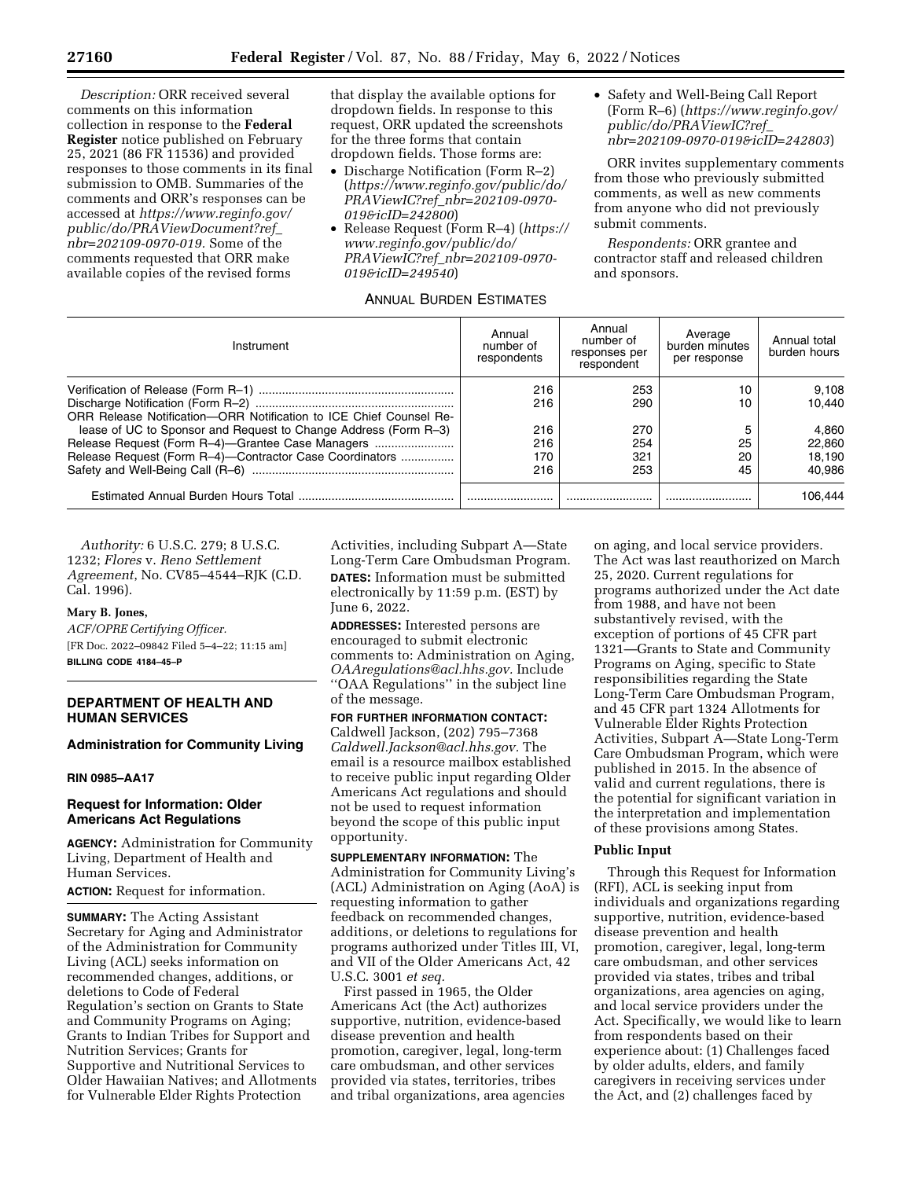*Description:* ORR received several comments on this information collection in response to the **Federal Register** notice published on February 25, 2021 (86 FR 11536) and provided responses to those comments in its final submission to OMB. Summaries of the comments and ORR's responses can be accessed at *https://www.reginfo.gov/public/do/PRAViewDocument?ref_nbr=202109-0970-019*. Some of the comments requested that ORR make available copies of the revised forms that display the available options for dropdown fields. In response to this request, ORR updated the screenshots for the three forms that contain dropdown fields. Those forms are:

- Discharge Notification (Form R–2) (*https://www.reginfo.gov/public/do/PRAViewIC?ref_nbr=202109-0970-019&icID=242800*)
- Release Request (Form R–4) (*https://www.reginfo.gov/public/do/PRAViewIC?ref_nbr=202109-0970-019&icID=249540*)
- Safety and Well-Being Call Report (Form R–6) (*https://www.reginfo.gov/public/do/PRAViewIC?ref_nbr=202109-0970-019&icID=242803*)

ORR invites supplementary comments from those who previously submitted comments, as well as new comments from anyone who did not previously submit comments.

*Respondents:* ORR grantee and contractor staff and released children and sponsors.

ANNUAL BURDEN ESTIMATES

| Instrument | Annual number of respondents | Annual number of responses per respondent | Average burden minutes per response | Annual total burden hours |
|---|---|---|---|---|
| Verification of Release (Form R–1) | 216 | 253 | 10 | 9,108 |
| Discharge Notification (Form R–2) | 216 | 290 | 10 | 10,440 |
| ORR Release Notification—ORR Notification to ICE Chief Counsel Release of UC to Sponsor and Request to Change Address (Form R–3) | 216 | 270 | 5 | 4,860 |
| Release Request (Form R–4)—Grantee Case Managers | 216 | 254 | 25 | 22,860 |
| Release Request (Form R–4)—Contractor Case Coordinators | 170 | 321 | 20 | 18,190 |
| Safety and Well-Being Call (R–6) | 216 | 253 | 45 | 40,986 |
| Estimated Annual Burden Hours Total | | | | 106,444 |

*Authority:* 6 U.S.C. 279; 8 U.S.C. 1232; *Flores* v. *Reno Settlement Agreement*, No. CV85–4544–RJK (C.D. Cal. 1996).

**Mary B. Jones,**

*ACF/OPRE Certifying Officer.*

[FR Doc. 2022–09842 Filed 5–4–22; 11:15 am]

**BILLING CODE 4184–45–P**

## DEPARTMENT OF HEALTH AND HUMAN SERVICES

### Administration for Community Living

**RIN 0985–AA17**

### Request for Information: Older Americans Act Regulations

**AGENCY:** Administration for Community Living, Department of Health and Human Services.

**ACTION:** Request for information.

**SUMMARY:** The Acting Assistant Secretary for Aging and Administrator of the Administration for Community Living (ACL) seeks information on recommended changes, additions, or deletions to Code of Federal Regulation's section on Grants to State and Community Programs on Aging; Grants to Indian Tribes for Support and Nutrition Services; Grants for Supportive and Nutritional Services to Older Hawaiian Natives; and Allotments for Vulnerable Elder Rights Protection Activities, including Subpart A—State Long-Term Care Ombudsman Program.

**DATES:** Information must be submitted electronically by 11:59 p.m. (EST) by June 6, 2022.

**ADDRESSES:** Interested persons are encouraged to submit electronic comments to: Administration on Aging, *OAAregulations@acl.hhs.gov.* Include ''OAA Regulations'' in the subject line of the message.

**FOR FURTHER INFORMATION CONTACT:** Caldwell Jackson, (202) 795–7368 *Caldwell.Jackson@acl.hhs.gov.* The email is a resource mailbox established to receive public input regarding Older Americans Act regulations and should not be used to request information beyond the scope of this public input opportunity.

**SUPPLEMENTARY INFORMATION:** The Administration for Community Living's (ACL) Administration on Aging (AoA) is requesting information to gather feedback on recommended changes, additions, or deletions to regulations for programs authorized under Titles III, VI, and VII of the Older Americans Act, 42 U.S.C. 3001 *et seq.*

First passed in 1965, the Older Americans Act (the Act) authorizes supportive, nutrition, evidence-based disease prevention and health promotion, caregiver, legal, long-term care ombudsman, and other services provided via states, territories, tribes and tribal organizations, area agencies on aging, and local service providers. The Act was last reauthorized on March 25, 2020. Current regulations for programs authorized under the Act date from 1988, and have not been substantively revised, with the exception of portions of 45 CFR part 1321—Grants to State and Community Programs on Aging, specific to State responsibilities regarding the State Long-Term Care Ombudsman Program, and 45 CFR part 1324 Allotments for Vulnerable Elder Rights Protection Activities, Subpart A—State Long-Term Care Ombudsman Program, which were published in 2015. In the absence of valid and current regulations, there is the potential for significant variation in the interpretation and implementation of these provisions among States.

**Public Input**

Through this Request for Information (RFI), ACL is seeking input from individuals and organizations regarding supportive, nutrition, evidence-based disease prevention and health promotion, caregiver, legal, long-term care ombudsman, and other services provided via states, tribes and tribal organizations, area agencies on aging, and local service providers under the Act. Specifically, we would like to learn from respondents based on their experience about: (1) Challenges faced by older adults, elders, and family caregivers in receiving services under the Act, and (2) challenges faced by